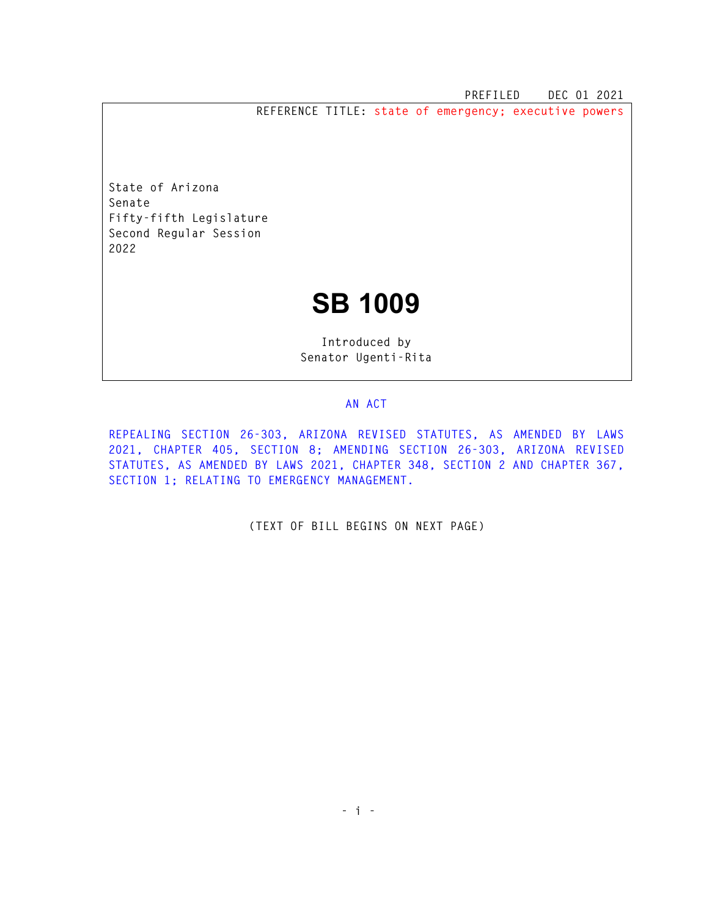PREFILED DEC 01 2021

REFERENCE TITLE: state of emergency; executive powers

State of Arizona
Senate
Fifty-fifth Legislature
Second Regular Session
2022

# SB 1009

Introduced by
Senator Ugenti-Rita

AN ACT

REPEALING SECTION 26-303, ARIZONA REVISED STATUTES, AS AMENDED BY LAWS 2021, CHAPTER 405, SECTION 8; AMENDING SECTION 26-303, ARIZONA REVISED STATUTES, AS AMENDED BY LAWS 2021, CHAPTER 348, SECTION 2 AND CHAPTER 367, SECTION 1; RELATING TO EMERGENCY MANAGEMENT.

(TEXT OF BILL BEGINS ON NEXT PAGE)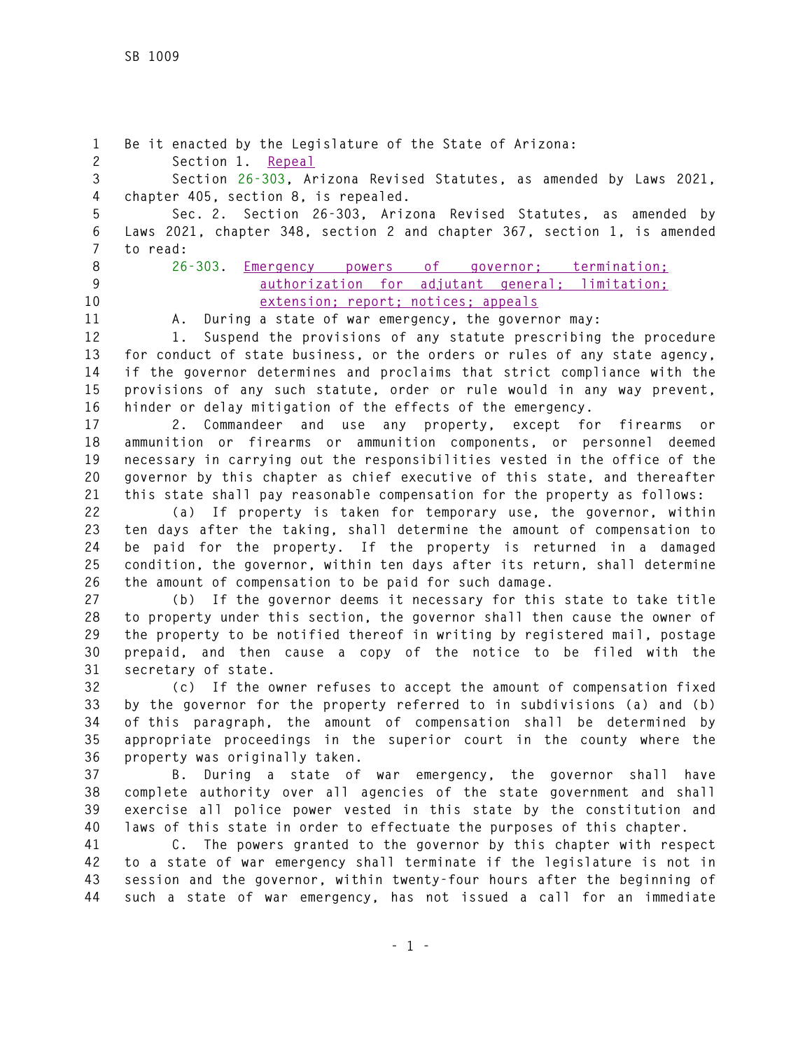Be it enacted by the Legislature of the State of Arizona:

Section 1. Repeal

Section 26-303, Arizona Revised Statutes, as amended by Laws 2021, chapter 405, section 8, is repealed.

Sec. 2. Section 26-303, Arizona Revised Statutes, as amended by Laws 2021, chapter 348, section 2 and chapter 367, section 1, is amended to read:

26-303. Emergency powers of governor; termination; authorization for adjutant general; limitation; extension; report; notices; appeals

A. During a state of war emergency, the governor may:

1. Suspend the provisions of any statute prescribing the procedure for conduct of state business, or the orders or rules of any state agency, if the governor determines and proclaims that strict compliance with the provisions of any such statute, order or rule would in any way prevent, hinder or delay mitigation of the effects of the emergency.

2. Commandeer and use any property, except for firearms or ammunition or firearms or ammunition components, or personnel deemed necessary in carrying out the responsibilities vested in the office of the governor by this chapter as chief executive of this state, and thereafter this state shall pay reasonable compensation for the property as follows:

(a) If property is taken for temporary use, the governor, within ten days after the taking, shall determine the amount of compensation to be paid for the property. If the property is returned in a damaged condition, the governor, within ten days after its return, shall determine the amount of compensation to be paid for such damage.

(b) If the governor deems it necessary for this state to take title to property under this section, the governor shall then cause the owner of the property to be notified thereof in writing by registered mail, postage prepaid, and then cause a copy of the notice to be filed with the secretary of state.

(c) If the owner refuses to accept the amount of compensation fixed by the governor for the property referred to in subdivisions (a) and (b) of this paragraph, the amount of compensation shall be determined by appropriate proceedings in the superior court in the county where the property was originally taken.

B. During a state of war emergency, the governor shall have complete authority over all agencies of the state government and shall exercise all police power vested in this state by the constitution and laws of this state in order to effectuate the purposes of this chapter.

C. The powers granted to the governor by this chapter with respect to a state of war emergency shall terminate if the legislature is not in session and the governor, within twenty-four hours after the beginning of such a state of war emergency, has not issued a call for an immediate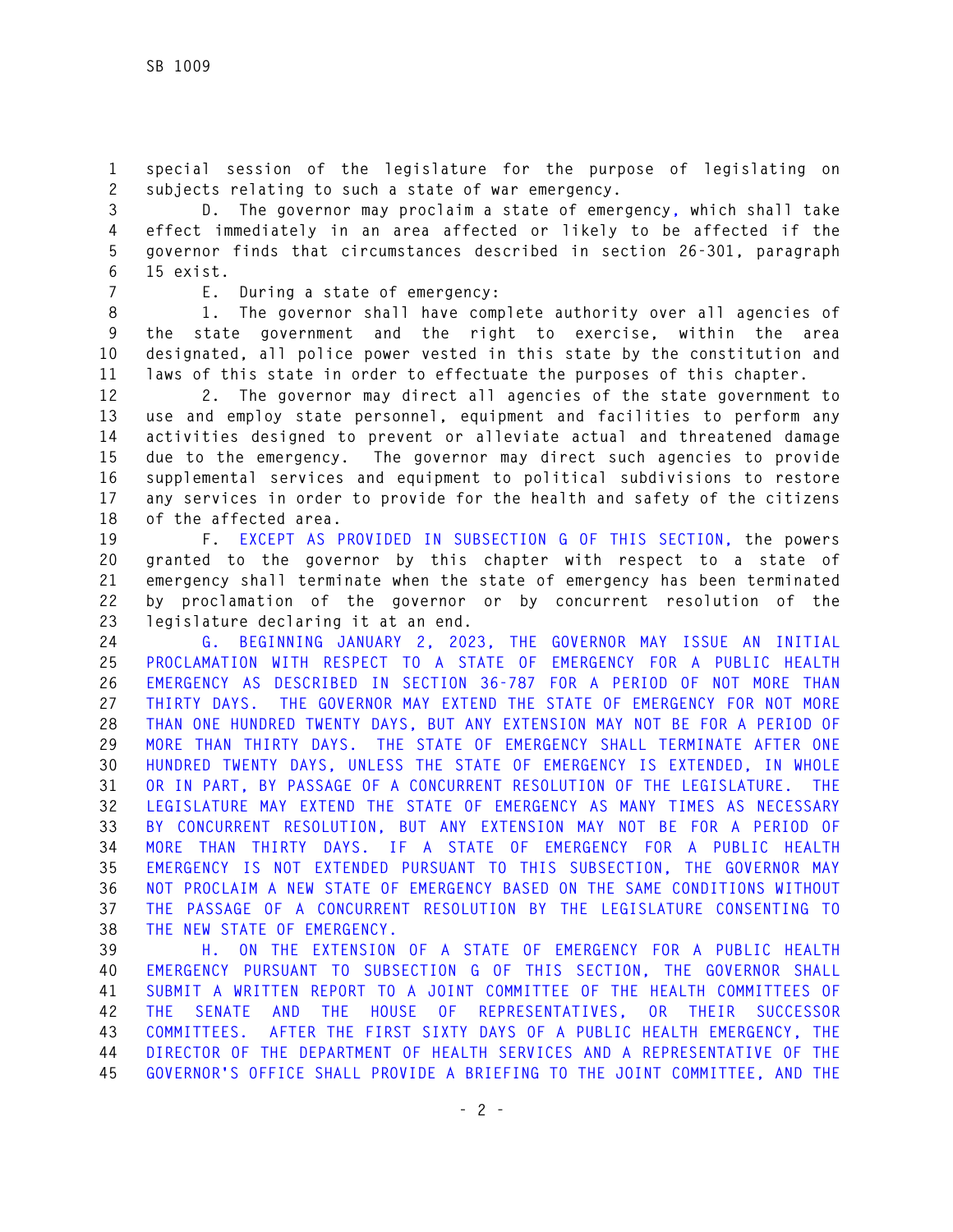special session of the legislature for the purpose of legislating on subjects relating to such a state of war emergency.

D. The governor may proclaim a state of emergency, which shall take effect immediately in an area affected or likely to be affected if the governor finds that circumstances described in section 26-301, paragraph 15 exist.

E. During a state of emergency:

1. The governor shall have complete authority over all agencies of the state government and the right to exercise, within the area designated, all police power vested in this state by the constitution and laws of this state in order to effectuate the purposes of this chapter.

2. The governor may direct all agencies of the state government to use and employ state personnel, equipment and facilities to perform any activities designed to prevent or alleviate actual and threatened damage due to the emergency. The governor may direct such agencies to provide supplemental services and equipment to political subdivisions to restore any services in order to provide for the health and safety of the citizens of the affected area.

F. EXCEPT AS PROVIDED IN SUBSECTION G OF THIS SECTION, the powers granted to the governor by this chapter with respect to a state of emergency shall terminate when the state of emergency has been terminated by proclamation of the governor or by concurrent resolution of the legislature declaring it at an end.

G. BEGINNING JANUARY 2, 2023, THE GOVERNOR MAY ISSUE AN INITIAL PROCLAMATION WITH RESPECT TO A STATE OF EMERGENCY FOR A PUBLIC HEALTH EMERGENCY AS DESCRIBED IN SECTION 36-787 FOR A PERIOD OF NOT MORE THAN THIRTY DAYS. THE GOVERNOR MAY EXTEND THE STATE OF EMERGENCY FOR NOT MORE THAN ONE HUNDRED TWENTY DAYS, BUT ANY EXTENSION MAY NOT BE FOR A PERIOD OF MORE THAN THIRTY DAYS. THE STATE OF EMERGENCY SHALL TERMINATE AFTER ONE HUNDRED TWENTY DAYS, UNLESS THE STATE OF EMERGENCY IS EXTENDED, IN WHOLE OR IN PART, BY PASSAGE OF A CONCURRENT RESOLUTION OF THE LEGISLATURE. THE LEGISLATURE MAY EXTEND THE STATE OF EMERGENCY AS MANY TIMES AS NECESSARY BY CONCURRENT RESOLUTION, BUT ANY EXTENSION MAY NOT BE FOR A PERIOD OF MORE THAN THIRTY DAYS. IF A STATE OF EMERGENCY FOR A PUBLIC HEALTH EMERGENCY IS NOT EXTENDED PURSUANT TO THIS SUBSECTION, THE GOVERNOR MAY NOT PROCLAIM A NEW STATE OF EMERGENCY BASED ON THE SAME CONDITIONS WITHOUT THE PASSAGE OF A CONCURRENT RESOLUTION BY THE LEGISLATURE CONSENTING TO THE NEW STATE OF EMERGENCY.

H. ON THE EXTENSION OF A STATE OF EMERGENCY FOR A PUBLIC HEALTH EMERGENCY PURSUANT TO SUBSECTION G OF THIS SECTION, THE GOVERNOR SHALL SUBMIT A WRITTEN REPORT TO A JOINT COMMITTEE OF THE HEALTH COMMITTEES OF THE SENATE AND THE HOUSE OF REPRESENTATIVES, OR THEIR SUCCESSOR COMMITTEES. AFTER THE FIRST SIXTY DAYS OF A PUBLIC HEALTH EMERGENCY, THE DIRECTOR OF THE DEPARTMENT OF HEALTH SERVICES AND A REPRESENTATIVE OF THE GOVERNOR'S OFFICE SHALL PROVIDE A BRIEFING TO THE JOINT COMMITTEE, AND THE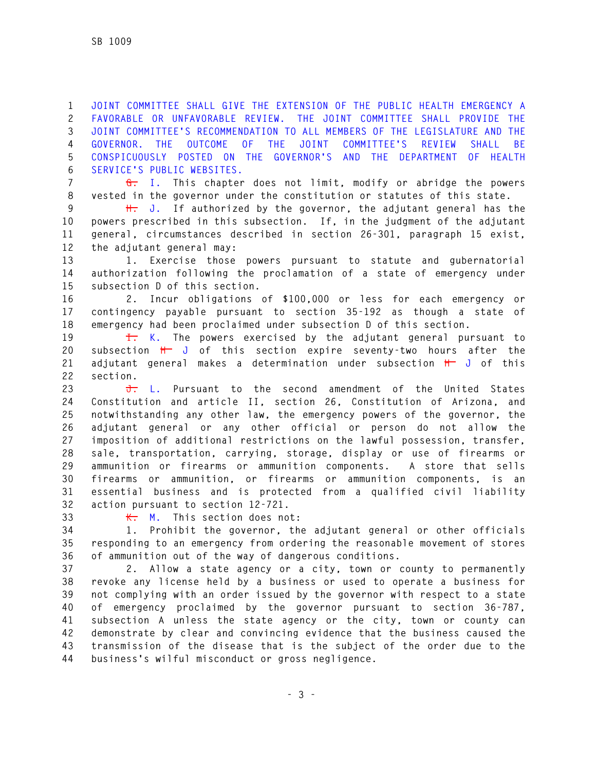JOINT COMMITTEE SHALL GIVE THE EXTENSION OF THE PUBLIC HEALTH EMERGENCY A FAVORABLE OR UNFAVORABLE REVIEW. THE JOINT COMMITTEE SHALL PROVIDE THE JOINT COMMITTEE'S RECOMMENDATION TO ALL MEMBERS OF THE LEGISLATURE AND THE GOVERNOR. THE OUTCOME OF THE JOINT COMMITTEE'S REVIEW SHALL BE CONSPICUOUSLY POSTED ON THE GOVERNOR'S AND THE DEPARTMENT OF HEALTH SERVICE'S PUBLIC WEBSITES.

~~G.~~ I. This chapter does not limit, modify or abridge the powers vested in the governor under the constitution or statutes of this state.

~~H.~~ J. If authorized by the governor, the adjutant general has the powers prescribed in this subsection. If, in the judgment of the adjutant general, circumstances described in section 26-301, paragraph 15 exist, the adjutant general may:

1. Exercise those powers pursuant to statute and gubernatorial authorization following the proclamation of a state of emergency under subsection D of this section.

2. Incur obligations of $100,000 or less for each emergency or contingency payable pursuant to section 35-192 as though a state of emergency had been proclaimed under subsection D of this section.

~~I.~~ K. The powers exercised by the adjutant general pursuant to subsection ~~H~~ J of this section expire seventy-two hours after the adjutant general makes a determination under subsection ~~H~~ J of this section.

~~J.~~ L. Pursuant to the second amendment of the United States Constitution and article II, section 26, Constitution of Arizona, and notwithstanding any other law, the emergency powers of the governor, the adjutant general or any other official or person do not allow the imposition of additional restrictions on the lawful possession, transfer, sale, transportation, carrying, storage, display or use of firearms or ammunition or firearms or ammunition components. A store that sells firearms or ammunition, or firearms or ammunition components, is an essential business and is protected from a qualified civil liability action pursuant to section 12-721.

~~K.~~ M. This section does not:

1. Prohibit the governor, the adjutant general or other officials responding to an emergency from ordering the reasonable movement of stores of ammunition out of the way of dangerous conditions.

2. Allow a state agency or a city, town or county to permanently revoke any license held by a business or used to operate a business for not complying with an order issued by the governor with respect to a state of emergency proclaimed by the governor pursuant to section 36-787, subsection A unless the state agency or the city, town or county can demonstrate by clear and convincing evidence that the business caused the transmission of the disease that is the subject of the order due to the business's wilful misconduct or gross negligence.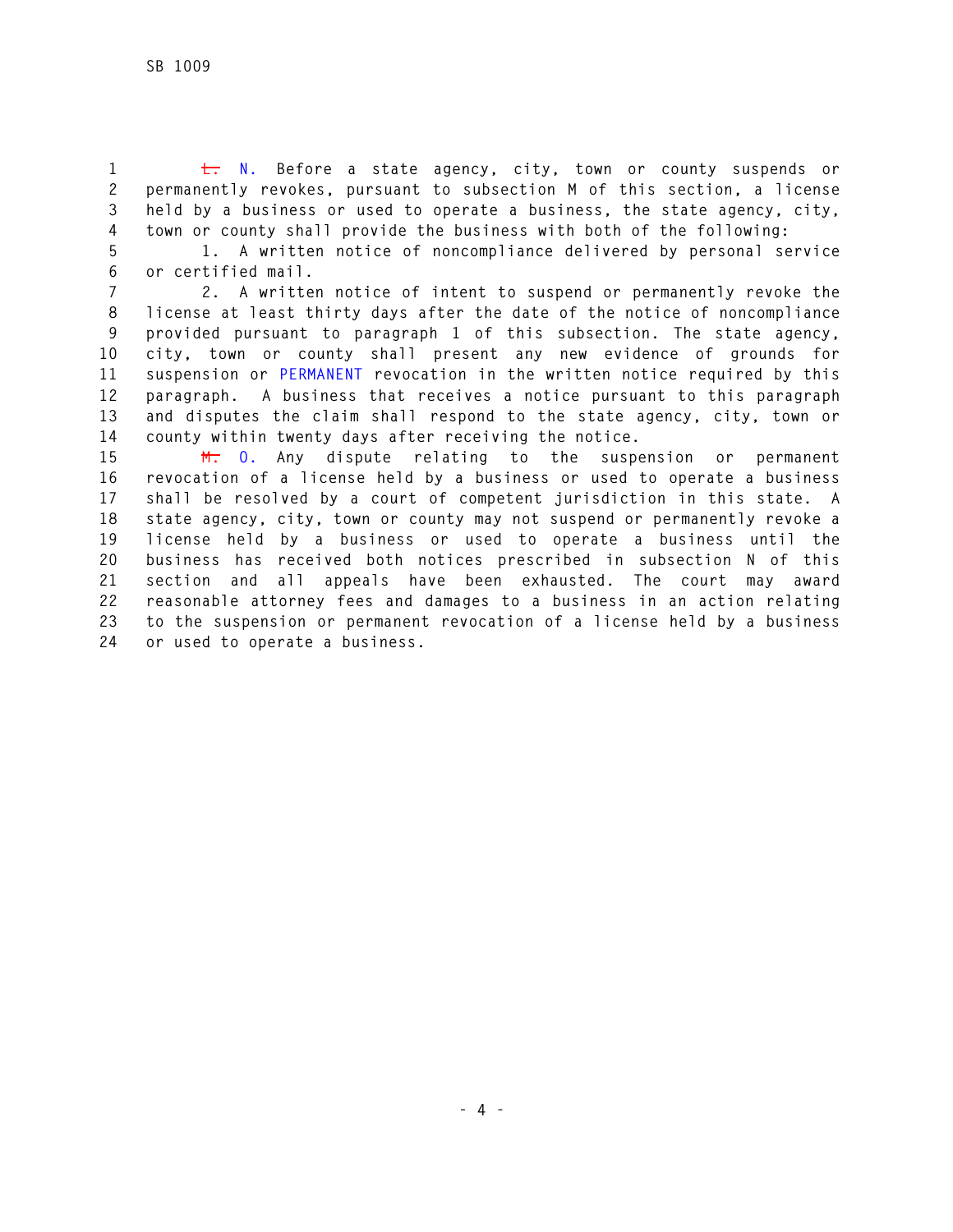~~L.~~ N. Before a state agency, city, town or county suspends or permanently revokes, pursuant to subsection M of this section, a license held by a business or used to operate a business, the state agency, city, town or county shall provide the business with both of the following:

1. A written notice of noncompliance delivered by personal service or certified mail.

2. A written notice of intent to suspend or permanently revoke the license at least thirty days after the date of the notice of noncompliance provided pursuant to paragraph 1 of this subsection. The state agency, city, town or county shall present any new evidence of grounds for suspension or PERMANENT revocation in the written notice required by this paragraph. A business that receives a notice pursuant to this paragraph and disputes the claim shall respond to the state agency, city, town or county within twenty days after receiving the notice.

~~M.~~ O. Any dispute relating to the suspension or permanent revocation of a license held by a business or used to operate a business shall be resolved by a court of competent jurisdiction in this state. A state agency, city, town or county may not suspend or permanently revoke a license held by a business or used to operate a business until the business has received both notices prescribed in subsection N of this section and all appeals have been exhausted. The court may award reasonable attorney fees and damages to a business in an action relating to the suspension or permanent revocation of a license held by a business or used to operate a business.